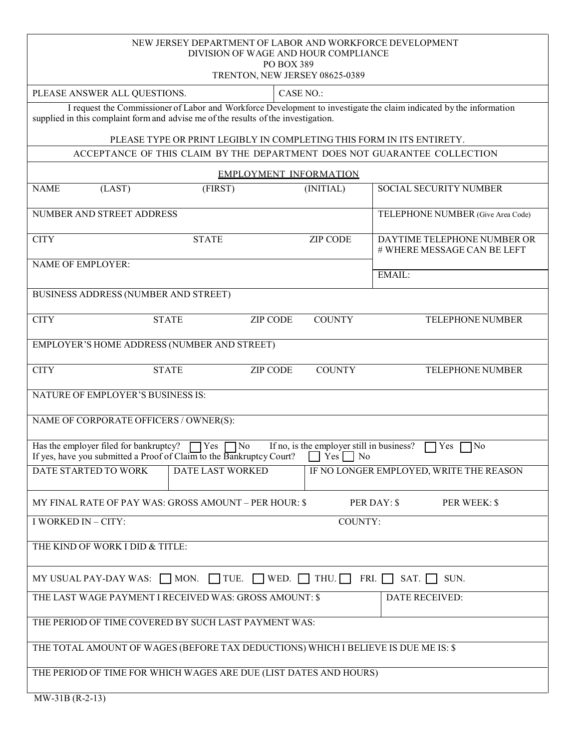NEW JERSEY DEPARTMENT OF LABOR AND WORKFORCE DEVELOPMENT
DIVISION OF WAGE AND HOUR COMPLIANCE
PO BOX 389
TRENTON, NEW JERSEY 08625-0389

| PLEASE ANSWER ALL QUESTIONS. | CASE NO.: |
|---|---|

I request the Commissioner of Labor and Workforce Development to investigate the claim indicated by the information supplied in this complaint form and advise me of the results of the investigation.

PLEASE TYPE OR PRINT LEGIBLY IN COMPLETING THIS FORM IN ITS ENTIRETY.

ACCEPTANCE OF THIS CLAIM BY THE DEPARTMENT DOES NOT GUARANTEE COLLECTION

## EMPLOYMENT INFORMATION

| NAME (LAST) (FIRST) (INITIAL) | SOCIAL SECURITY NUMBER |
|---|---|
| NUMBER AND STREET ADDRESS | TELEPHONE NUMBER (Give Area Code) |
| CITY STATE ZIP CODE | DAYTIME TELEPHONE NUMBER OR # WHERE MESSAGE CAN BE LEFT |
| NAME OF EMPLOYER: | EMAIL: |

BUSINESS ADDRESS (NUMBER AND STREET)

| CITY | STATE | ZIP CODE | COUNTY | TELEPHONE NUMBER |
|---|---|---|---|---|
| | | | | |

EMPLOYER'S HOME ADDRESS (NUMBER AND STREET)

| CITY | STATE | ZIP CODE | COUNTY | TELEPHONE NUMBER |
|---|---|---|---|---|
| | | | | |

NATURE OF EMPLOYER'S BUSINESS IS:

NAME OF CORPORATE OFFICERS / OWNER(S):

Has the employer filed for bankruptcy? ☐ Yes ☐ No If no, is the employer still in business? ☐ Yes ☐ No
If yes, have you submitted a Proof of Claim to the Bankruptcy Court? ☐ Yes ☐ No

| DATE STARTED TO WORK | DATE LAST WORKED | IF NO LONGER EMPLOYED, WRITE THE REASON |
|---|---|---|
| | | |

MY FINAL RATE OF PAY WAS: GROSS AMOUNT – PER HOUR: $ PER DAY: $ PER WEEK: $

I WORKED IN – CITY: COUNTY:

THE KIND OF WORK I DID & TITLE:

MY USUAL PAY-DAY WAS: ☐ MON. ☐ TUE. ☐ WED. ☐ THU. ☐ FRI. ☐ SAT. ☐ SUN.

| THE LAST WAGE PAYMENT I RECEIVED WAS: GROSS AMOUNT: $ | DATE RECEIVED: |
|---|---|

THE PERIOD OF TIME COVERED BY SUCH LAST PAYMENT WAS:

THE TOTAL AMOUNT OF WAGES (BEFORE TAX DEDUCTIONS) WHICH I BELIEVE IS DUE ME IS: $

THE PERIOD OF TIME FOR WHICH WAGES ARE DUE (LIST DATES AND HOURS)

MW-31B (R-2-13)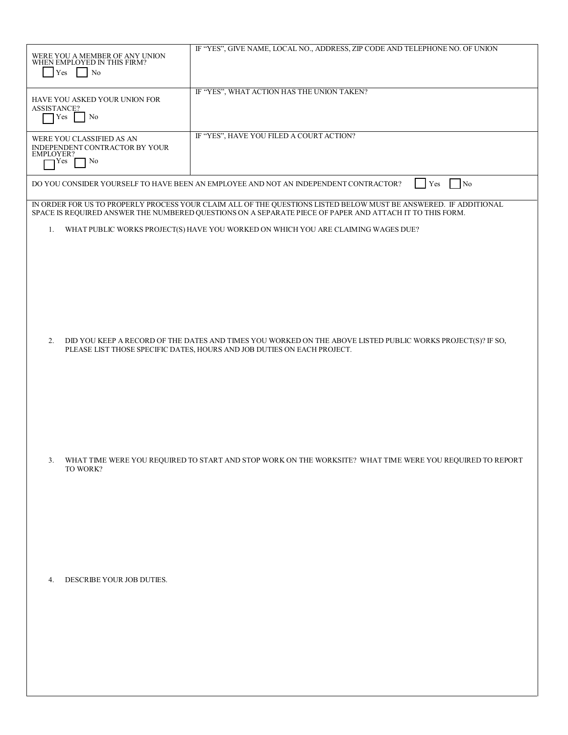| | |
|---|---|
| WERE YOU A MEMBER OF ANY UNION WHEN EMPLOYED IN THIS FIRM?<br>☐ Yes ☐ No | IF "YES", GIVE NAME, LOCAL NO., ADDRESS, ZIP CODE AND TELEPHONE NO. OF UNION |
| HAVE YOU ASKED YOUR UNION FOR ASSISTANCE?<br>☐ Yes ☐ No | IF "YES", WHAT ACTION HAS THE UNION TAKEN? |
| WERE YOU CLASSIFIED AS AN INDEPENDENT CONTRACTOR BY YOUR EMPLOYER?<br>☐ Yes ☐ No | IF "YES", HAVE YOU FILED A COURT ACTION? |

DO YOU CONSIDER YOURSELF TO HAVE BEEN AN EMPLOYEE AND NOT AN INDEPENDENT CONTRACTOR? ☐ Yes ☐ No

IN ORDER FOR US TO PROPERLY PROCESS YOUR CLAIM ALL OF THE QUESTIONS LISTED BELOW MUST BE ANSWERED. IF ADDITIONAL SPACE IS REQUIRED ANSWER THE NUMBERED QUESTIONS ON A SEPARATE PIECE OF PAPER AND ATTACH IT TO THIS FORM.

1. WHAT PUBLIC WORKS PROJECT(S) HAVE YOU WORKED ON WHICH YOU ARE CLAIMING WAGES DUE?

2. DID YOU KEEP A RECORD OF THE DATES AND TIMES YOU WORKED ON THE ABOVE LISTED PUBLIC WORKS PROJECT(S)? IF SO, PLEASE LIST THOSE SPECIFIC DATES, HOURS AND JOB DUTIES ON EACH PROJECT.

3. WHAT TIME WERE YOU REQUIRED TO START AND STOP WORK ON THE WORKSITE? WHAT TIME WERE YOU REQUIRED TO REPORT TO WORK?

4. DESCRIBE YOUR JOB DUTIES.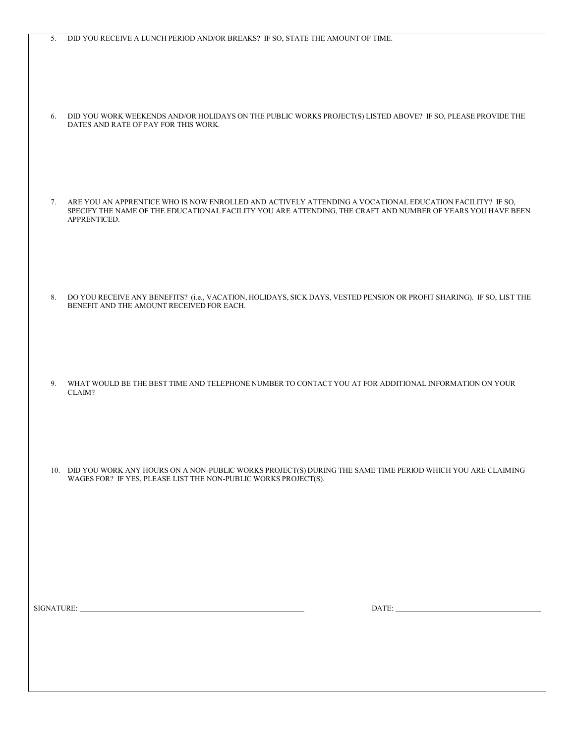5. DID YOU RECEIVE A LUNCH PERIOD AND/OR BREAKS? IF SO, STATE THE AMOUNT OF TIME.

6. DID YOU WORK WEEKENDS AND/OR HOLIDAYS ON THE PUBLIC WORKS PROJECT(S) LISTED ABOVE? IF SO, PLEASE PROVIDE THE DATES AND RATE OF PAY FOR THIS WORK.

7. ARE YOU AN APPRENTICE WHO IS NOW ENROLLED AND ACTIVELY ATTENDING A VOCATIONAL EDUCATION FACILITY? IF SO, SPECIFY THE NAME OF THE EDUCATIONAL FACILITY YOU ARE ATTENDING, THE CRAFT AND NUMBER OF YEARS YOU HAVE BEEN APPRENTICED.

8. DO YOU RECEIVE ANY BENEFITS? (i.e., VACATION, HOLIDAYS, SICK DAYS, VESTED PENSION OR PROFIT SHARING). IF SO, LIST THE BENEFIT AND THE AMOUNT RECEIVED FOR EACH.

9. WHAT WOULD BE THE BEST TIME AND TELEPHONE NUMBER TO CONTACT YOU AT FOR ADDITIONAL INFORMATION ON YOUR CLAIM?

10. DID YOU WORK ANY HOURS ON A NON-PUBLIC WORKS PROJECT(S) DURING THE SAME TIME PERIOD WHICH YOU ARE CLAIMING WAGES FOR? IF YES, PLEASE LIST THE NON-PUBLIC WORKS PROJECT(S).

SIGNATURE: ______________________________ DATE: ______________________